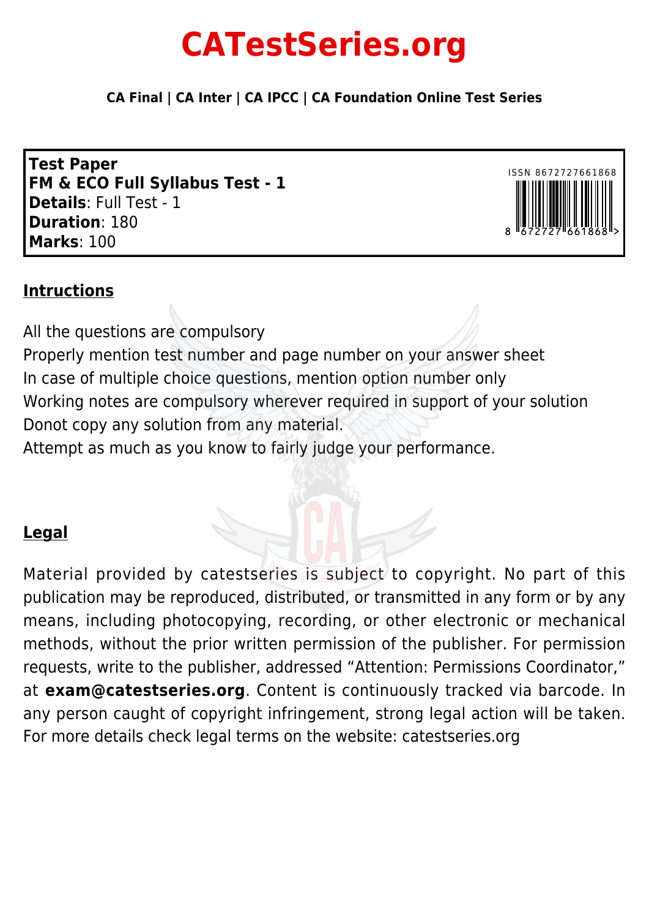# CATestSeries.org

**CA Final | CA Inter | CA IPCC | CA Foundation Online Test Series**

**Test Paper**
**FM & ECO Full Syllabus Test - 1**
**Details**: Full Test - 1
**Duration**: 180
**Marks**: 100

ISSN 8672727661868

## Intructions

All the questions are compulsory
Properly mention test number and page number on your answer sheet
In case of multiple choice questions, mention option number only
Working notes are compulsory wherever required in support of your solution
Donot copy any solution from any material.
Attempt as much as you know to fairly judge your performance.

## Legal

Material provided by catestseries is subject to copyright. No part of this publication may be reproduced, distributed, or transmitted in any form or by any means, including photocopying, recording, or other electronic or mechanical methods, without the prior written permission of the publisher. For permission requests, write to the publisher, addressed "Attention: Permissions Coordinator," at **exam@catestseries.org**. Content is continuously tracked via barcode. In any person caught of copyright infringement, strong legal action will be taken. For more details check legal terms on the website: catestseries.org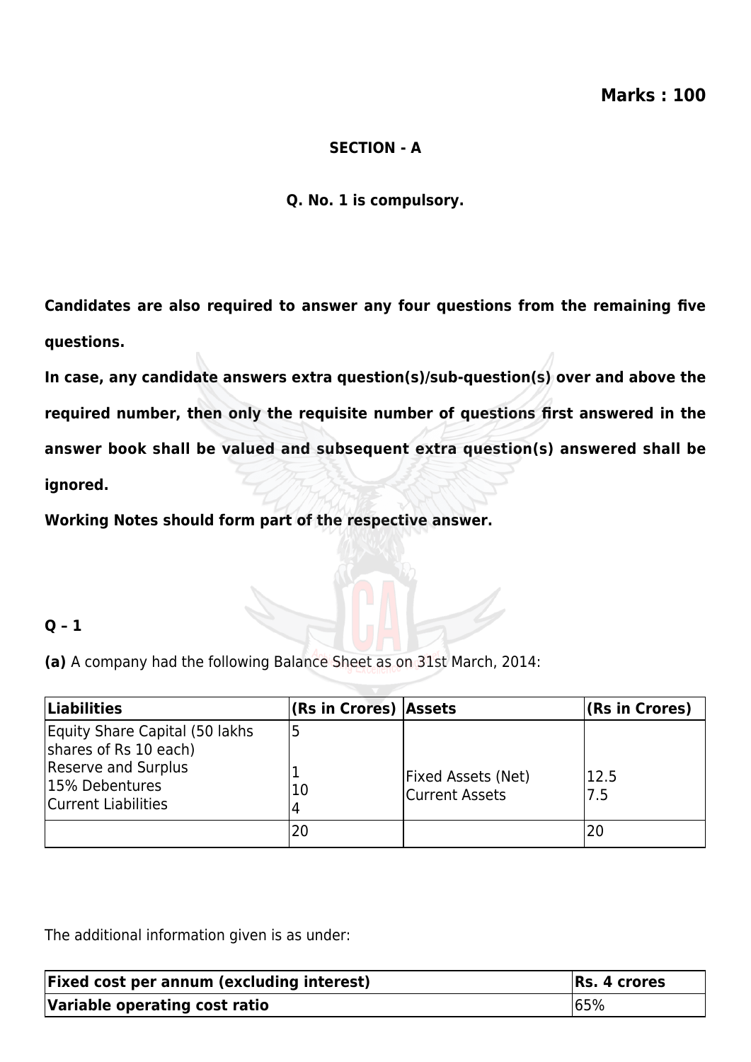**Marks : 100**

**SECTION - A**

**Q. No. 1 is compulsory.**

**Candidates are also required to answer any four questions from the remaining five questions.**

**In case, any candidate answers extra question(s)/sub-question(s) over and above the required number, then only the requisite number of questions first answered in the answer book shall be valued and subsequent extra question(s) answered shall be ignored.**

**Working Notes should form part of the respective answer.**

**Q – 1**

**(a)** A company had the following Balance Sheet as on 31st March, 2014:

| Liabilities | (Rs in Crores) | Assets | (Rs in Crores) |
|---|---|---|---|
| Equity Share Capital (50 lakhs shares of Rs 10 each)<br>Reserve and Surplus<br>15% Debentures<br>Current Liabilities | 5<br><br>1<br>10<br>4 | Fixed Assets (Net)<br>Current Assets | 12.5<br>7.5 |
| | 20 | | 20 |

The additional information given is as under:

| Fixed cost per annum (excluding interest) | Rs. 4 crores |
|---|---|
| Variable operating cost ratio | 65% |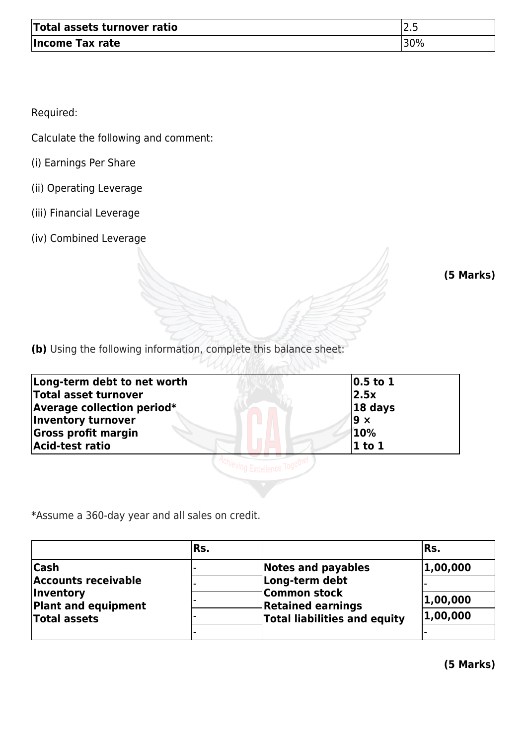| | |
|---|---|
| **Total assets turnover ratio** | 2.5 |
| **Income Tax rate** | 30% |

Required:

Calculate the following and comment:

(i) Earnings Per Share

(ii) Operating Leverage

(iii) Financial Leverage

(iv) Combined Leverage

**(5 Marks)**

**(b)** Using the following information, complete this balance sheet:

| | |
|---|---|
| **Long-term debt to net worth** | **0.5 to 1** |
| **Total asset turnover** | **2.5x** |
| **Average collection period*** | **18 days** |
| **Inventory turnover** | **9 ×** |
| **Gross profit margin** | **10%** |
| **Acid-test ratio** | **1 to 1** |

*Assume a 360-day year and all sales on credit.

| | Rs. | | Rs. |
|---|---|---|---|
| **Cash** | - | **Notes and payables** | **1,00,000** |
| **Accounts receivable** | - | **Long-term debt** | - |
| **Inventory** | - | **Common stock** | **1,00,000** |
| **Plant and equipment** | - | **Retained earnings** | **1,00,000** |
| **Total assets** | - | **Total liabilities and equity** | - |

**(5 Marks)**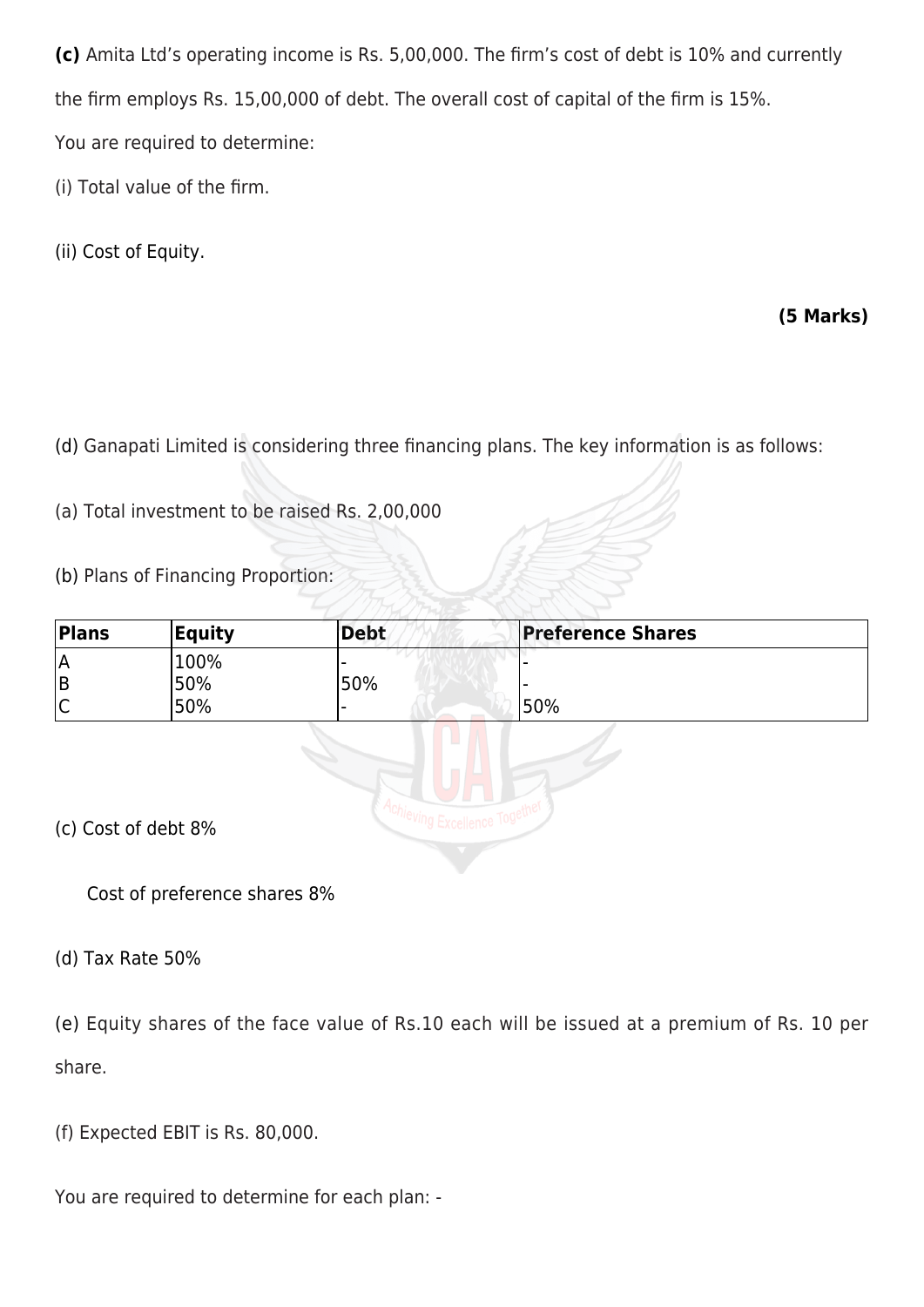**(c)** Amita Ltd's operating income is Rs. 5,00,000. The firm's cost of debt is 10% and currently the firm employs Rs. 15,00,000 of debt. The overall cost of capital of the firm is 15%.

You are required to determine:

(i) Total value of the firm.

(ii) Cost of Equity.

**(5 Marks)**

(d) Ganapati Limited is considering three financing plans. The key information is as follows:

(a) Total investment to be raised Rs. 2,00,000

(b) Plans of Financing Proportion:

| Plans | Equity | Debt | Preference Shares |
|---|---|---|---|
| A | 100% | - | - |
| B | 50% | 50% | - |
| C | 50% | - | 50% |

(c) Cost of debt 8%

Cost of preference shares 8%

(d) Tax Rate 50%

(e) Equity shares of the face value of Rs.10 each will be issued at a premium of Rs. 10 per share.

(f) Expected EBIT is Rs. 80,000.

You are required to determine for each plan: -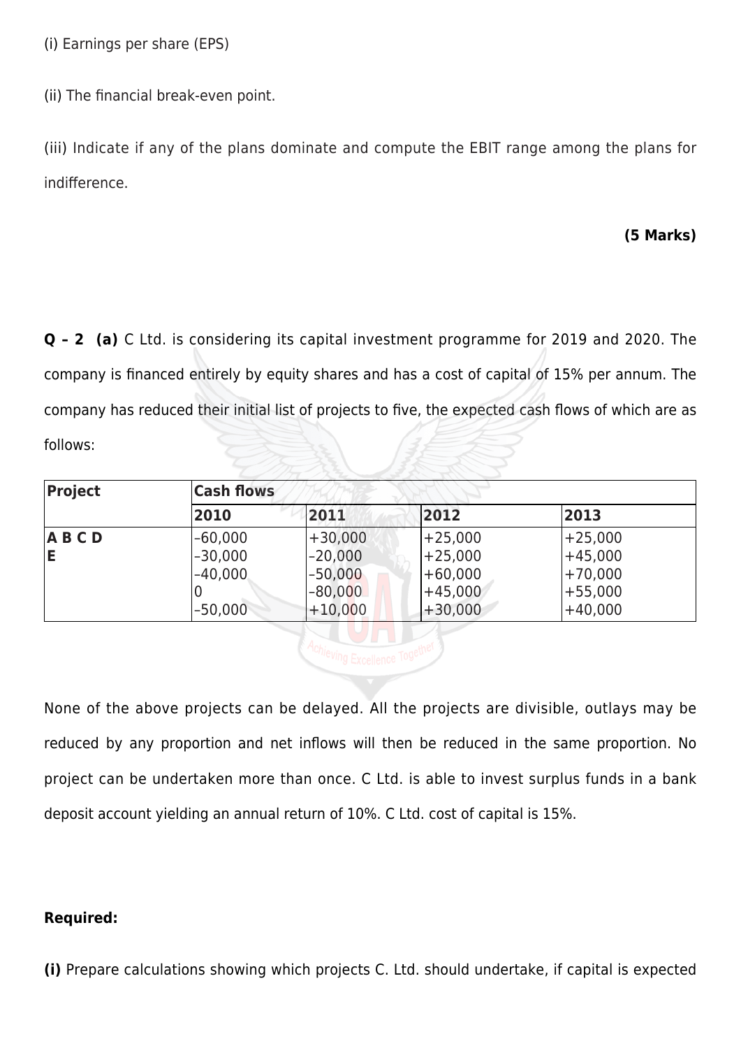(i) Earnings per share (EPS)

(ii) The financial break-even point.

(iii) Indicate if any of the plans dominate and compute the EBIT range among the plans for indifference.

**(5 Marks)**

**Q – 2 (a)** C Ltd. is considering its capital investment programme for 2019 and 2020. The company is financed entirely by equity shares and has a cost of capital of 15% per annum. The company has reduced their initial list of projects to five, the expected cash flows of which are as follows:

| Project | Cash flows | | | |
|---|---|---|---|---|
| | **2010** | **2011** | **2012** | **2013** |
| **A** | –60,000 | +30,000 | +25,000 | +25,000 |
| **B** | –30,000 | –20,000 | +25,000 | +45,000 |
| **C** | –40,000 | –50,000 | +60,000 | +70,000 |
| **D** | 0 | –80,000 | +45,000 | +55,000 |
| **E** | –50,000 | +10,000 | +30,000 | +40,000 |

None of the above projects can be delayed. All the projects are divisible, outlays may be reduced by any proportion and net inflows will then be reduced in the same proportion. No project can be undertaken more than once. C Ltd. is able to invest surplus funds in a bank deposit account yielding an annual return of 10%. C Ltd. cost of capital is 15%.

**Required:**

**(i)** Prepare calculations showing which projects C. Ltd. should undertake, if capital is expected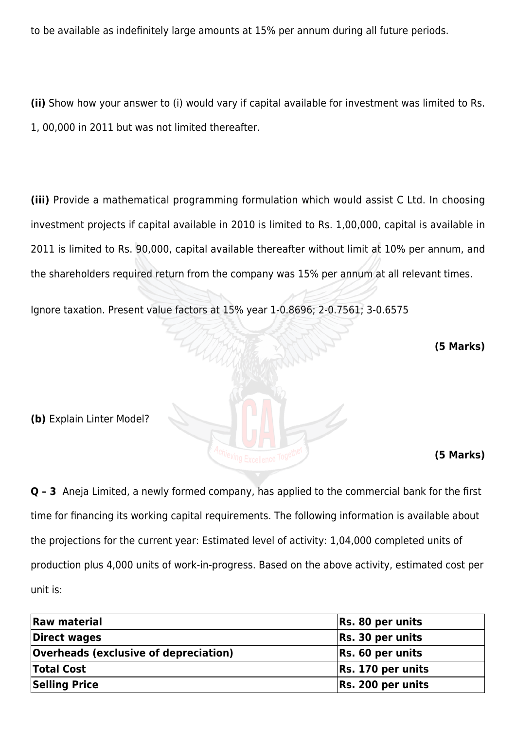to be available as indefinitely large amounts at 15% per annum during all future periods.

**(ii)** Show how your answer to (i) would vary if capital available for investment was limited to Rs. 1, 00,000 in 2011 but was not limited thereafter.

**(iii)** Provide a mathematical programming formulation which would assist C Ltd. In choosing investment projects if capital available in 2010 is limited to Rs. 1,00,000, capital is available in 2011 is limited to Rs. 90,000, capital available thereafter without limit at 10% per annum, and the shareholders required return from the company was 15% per annum at all relevant times.

Ignore taxation. Present value factors at 15% year 1-0.8696; 2-0.7561; 3-0.6575

**(5 Marks)**

**(b)** Explain Linter Model?

**(5 Marks)**

**Q – 3** Aneja Limited, a newly formed company, has applied to the commercial bank for the first time for financing its working capital requirements. The following information is available about the projections for the current year: Estimated level of activity: 1,04,000 completed units of production plus 4,000 units of work-in-progress. Based on the above activity, estimated cost per unit is:

| **Raw material** | **Rs. 80 per units** |
|---|---|
| **Direct wages** | **Rs. 30 per units** |
| **Overheads (exclusive of depreciation)** | **Rs. 60 per units** |
| **Total Cost** | **Rs. 170 per units** |
| **Selling Price** | **Rs. 200 per units** |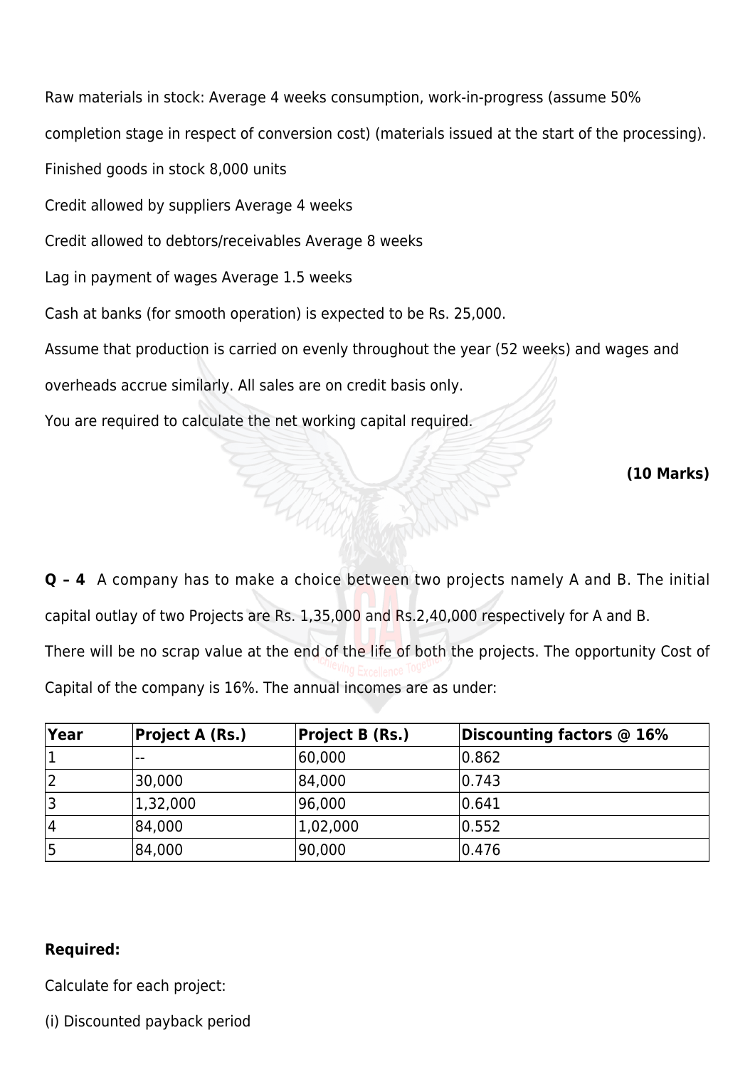Raw materials in stock: Average 4 weeks consumption, work-in-progress (assume 50% completion stage in respect of conversion cost) (materials issued at the start of the processing).

Finished goods in stock 8,000 units

Credit allowed by suppliers Average 4 weeks

Credit allowed to debtors/receivables Average 8 weeks

Lag in payment of wages Average 1.5 weeks

Cash at banks (for smooth operation) is expected to be Rs. 25,000.

Assume that production is carried on evenly throughout the year (52 weeks) and wages and overheads accrue similarly. All sales are on credit basis only.

You are required to calculate the net working capital required.

**(10 Marks)**

**Q – 4** A company has to make a choice between two projects namely A and B. The initial capital outlay of two Projects are Rs. 1,35,000 and Rs.2,40,000 respectively for A and B. There will be no scrap value at the end of the life of both the projects. The opportunity Cost of Capital of the company is 16%. The annual incomes are as under:

| Year | Project A (Rs.) | Project B (Rs.) | Discounting factors @ 16% |
|---|---|---|---|
| 1 | -- | 60,000 | 0.862 |
| 2 | 30,000 | 84,000 | 0.743 |
| 3 | 1,32,000 | 96,000 | 0.641 |
| 4 | 84,000 | 1,02,000 | 0.552 |
| 5 | 84,000 | 90,000 | 0.476 |

**Required:**

Calculate for each project:

(i) Discounted payback period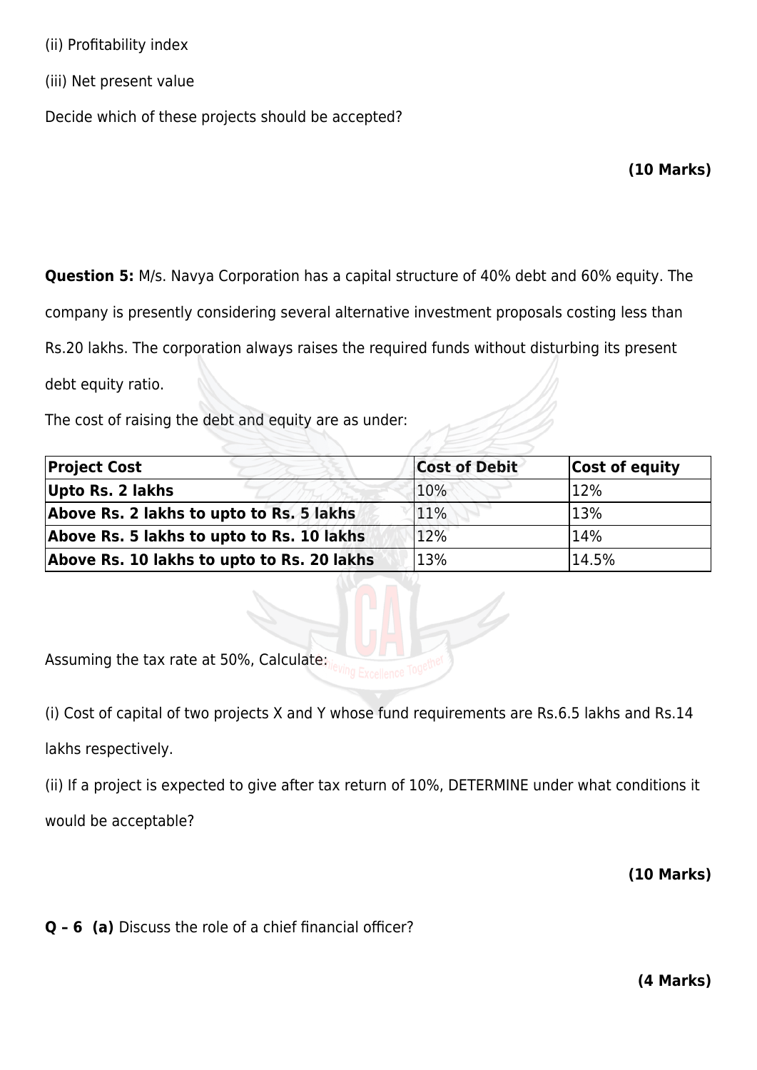(ii) Profitability index

(iii) Net present value

Decide which of these projects should be accepted?

**(10 Marks)**

**Question 5:** M/s. Navya Corporation has a capital structure of 40% debt and 60% equity. The company is presently considering several alternative investment proposals costing less than Rs.20 lakhs. The corporation always raises the required funds without disturbing its present debt equity ratio.

The cost of raising the debt and equity are as under:

| **Project Cost** | **Cost of Debit** | **Cost of equity** |
|---|---|---|
| **Upto Rs. 2 lakhs** | 10% | 12% |
| **Above Rs. 2 lakhs to upto to Rs. 5 lakhs** | 11% | 13% |
| **Above Rs. 5 lakhs to upto to Rs. 10 lakhs** | 12% | 14% |
| **Above Rs. 10 lakhs to upto to Rs. 20 lakhs** | 13% | 14.5% |

Assuming the tax rate at 50%, Calculate:

(i) Cost of capital of two projects X and Y whose fund requirements are Rs.6.5 lakhs and Rs.14 lakhs respectively.

(ii) If a project is expected to give after tax return of 10%, DETERMINE under what conditions it would be acceptable?

**(10 Marks)**

**Q – 6 (a)** Discuss the role of a chief financial officer?

**(4 Marks)**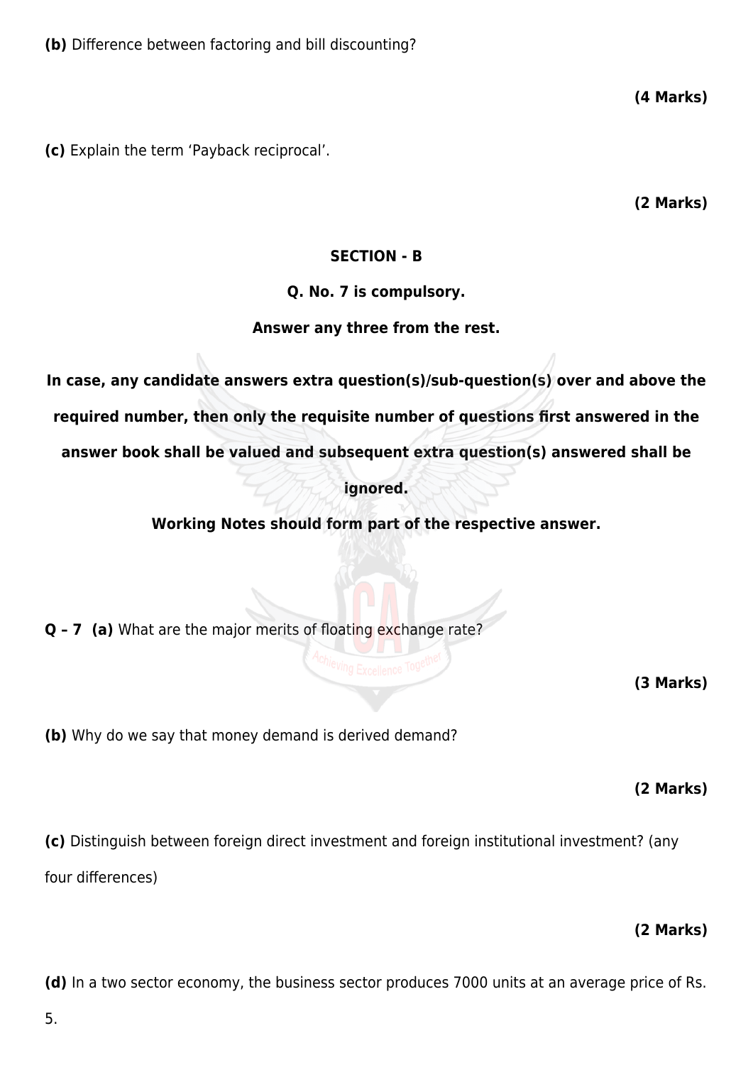**(b)** Difference between factoring and bill discounting?

**(4 Marks)**

**(c)** Explain the term ‘Payback reciprocal’.

**(2 Marks)**

## SECTION - B

**Q. No. 7 is compulsory.**

**Answer any three from the rest.**

**In case, any candidate answers extra question(s)/sub-question(s) over and above the required number, then only the requisite number of questions first answered in the answer book shall be valued and subsequent extra question(s) answered shall be ignored.**

**Working Notes should form part of the respective answer.**

**Q – 7 (a)** What are the major merits of floating exchange rate?

**(3 Marks)**

**(b)** Why do we say that money demand is derived demand?

**(2 Marks)**

**(c)** Distinguish between foreign direct investment and foreign institutional investment? (any four differences)

**(2 Marks)**

**(d)** In a two sector economy, the business sector produces 7000 units at an average price of Rs. 5.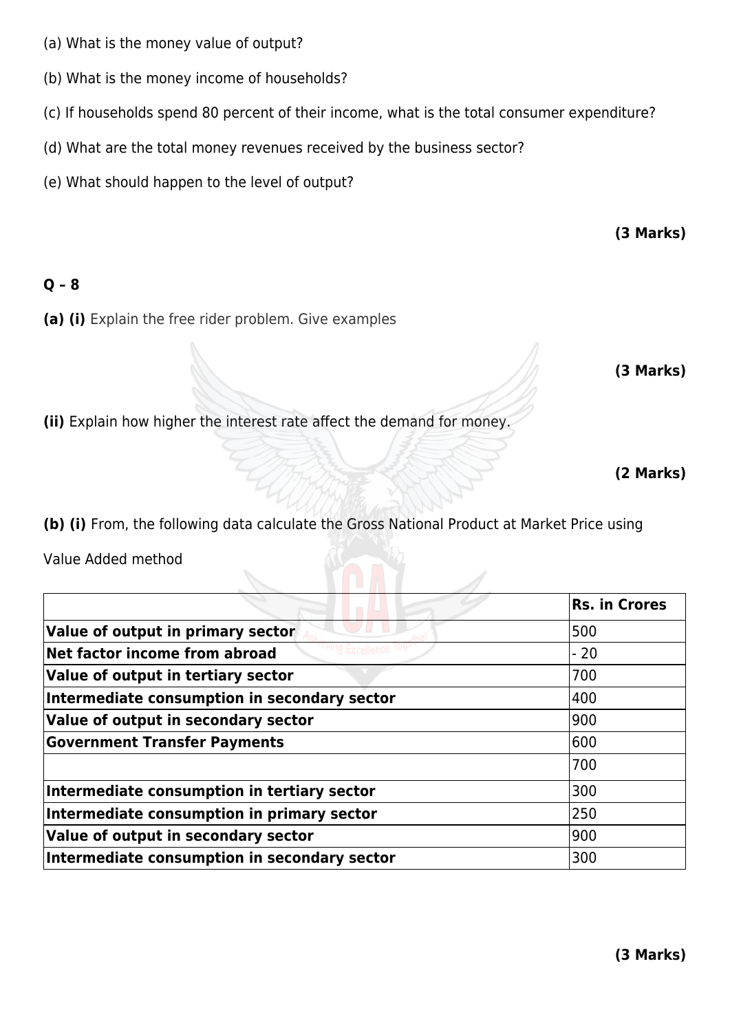(a) What is the money value of output?

(b) What is the money income of households?

(c) If households spend 80 percent of their income, what is the total consumer expenditure?

(d) What are the total money revenues received by the business sector?

(e) What should happen to the level of output?

**(3 Marks)**

## Q – 8

**(a) (i)** Explain the free rider problem. Give examples

**(3 Marks)**

**(ii)** Explain how higher the interest rate affect the demand for money.

**(2 Marks)**

**(b) (i)** From, the following data calculate the Gross National Product at Market Price using Value Added method

| | **Rs. in Crores** |
|---|---|
| **Value of output in primary sector** | 500 |
| **Net factor income from abroad** | - 20 |
| **Value of output in tertiary sector** | 700 |
| **Intermediate consumption in secondary sector** | 400 |
| **Value of output in secondary sector** | 900 |
| **Government Transfer Payments** | 600 |
| | 700 |
| **Intermediate consumption in tertiary sector** | 300 |
| **Intermediate consumption in primary sector** | 250 |
| **Value of output in secondary sector** | 900 |
| **Intermediate consumption in secondary sector** | 300 |

**(3 Marks)**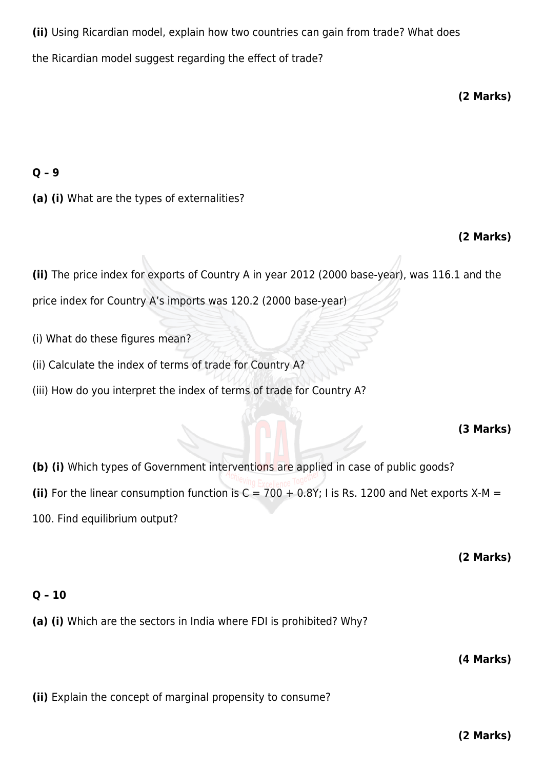**(ii)** Using Ricardian model, explain how two countries can gain from trade? What does the Ricardian model suggest regarding the effect of trade?

**(2 Marks)**

**Q – 9**

**(a) (i)** What are the types of externalities?

**(2 Marks)**

**(ii)** The price index for exports of Country A in year 2012 (2000 base-year), was 116.1 and the price index for Country A's imports was 120.2 (2000 base-year)

(i) What do these figures mean?

(ii) Calculate the index of terms of trade for Country A?

(iii) How do you interpret the index of terms of trade for Country A?

**(3 Marks)**

**(b) (i)** Which types of Government interventions are applied in case of public goods?

**(ii)** For the linear consumption function is $C = 700 + 0.8Y$; I is Rs. 1200 and Net exports $X\text{-}M = 100$. Find equilibrium output?

**(2 Marks)**

**Q – 10**

**(a) (i)** Which are the sectors in India where FDI is prohibited? Why?

**(4 Marks)**

**(ii)** Explain the concept of marginal propensity to consume?

**(2 Marks)**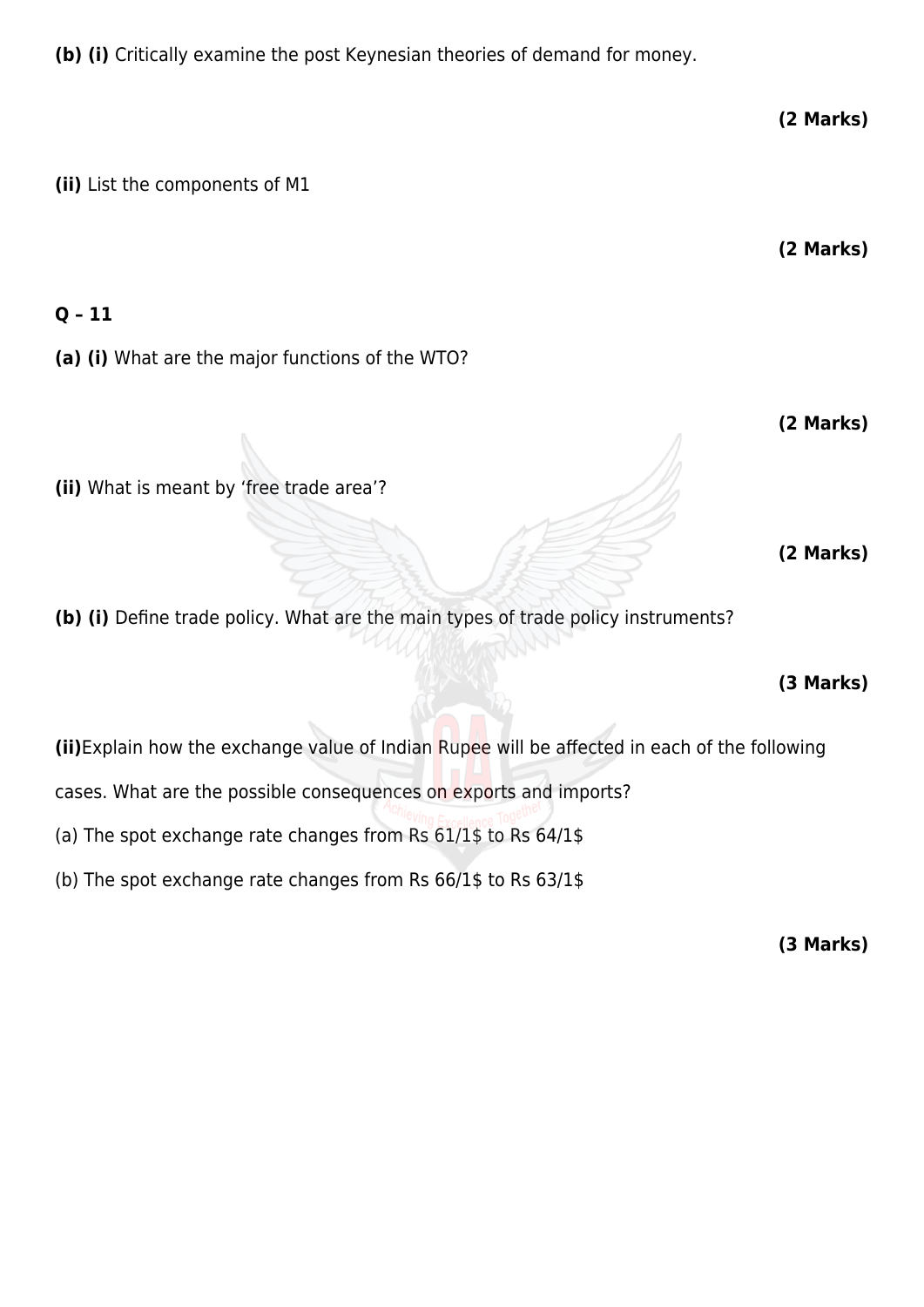**(b) (i)** Critically examine the post Keynesian theories of demand for money.

**(2 Marks)**

**(ii)** List the components of M1

**(2 Marks)**

**Q – 11**

**(a) (i)** What are the major functions of the WTO?

**(2 Marks)**

**(ii)** What is meant by 'free trade area'?

**(2 Marks)**

**(b) (i)** Define trade policy. What are the main types of trade policy instruments?

**(3 Marks)**

**(ii)** Explain how the exchange value of Indian Rupee will be affected in each of the following cases. What are the possible consequences on exports and imports?

(a) The spot exchange rate changes from Rs 61/1$ to Rs 64/1$

(b) The spot exchange rate changes from Rs 66/1$ to Rs 63/1$

**(3 Marks)**